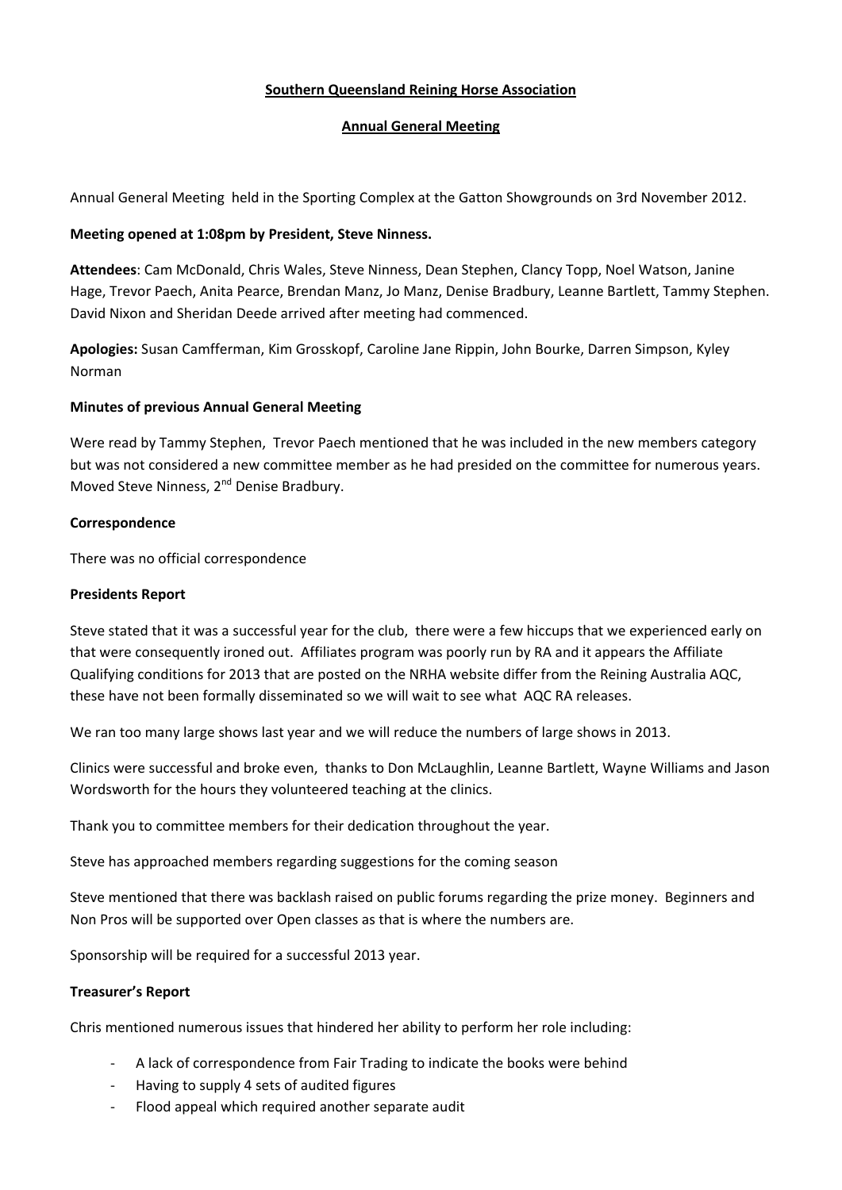**Southern Queensland Reining Horse Association**

**Annual General Meeting**

Annual General Meeting held in the Sporting Complex at the Gatton Showgrounds on 3rd November 2012.

**Meeting opened at 1:08pm by President, Steve Ninness.**

**Attendees**: Cam McDonald, Chris Wales, Steve Ninness, Dean Stephen, Clancy Topp, Noel Watson, Janine Hage, Trevor Paech, Anita Pearce, Brendan Manz, Jo Manz, Denise Bradbury, Leanne Bartlett, Tammy Stephen. David Nixon and Sheridan Deede arrived after meeting had commenced.

**Apologies:** Susan Camfferman, Kim Grosskopf, Caroline Jane Rippin, John Bourke, Darren Simpson, Kyley Norman

**Minutes of previous Annual General Meeting**

Were read by Tammy Stephen, Trevor Paech mentioned that he was included in the new members category but was not considered a new committee member as he had presided on the committee for numerous years. Moved Steve Ninness, 2nd Denise Bradbury.

**Correspondence**

There was no official correspondence

**Presidents Report**

Steve stated that it was a successful year for the club, there were a few hiccups that we experienced early on that were consequently ironed out. Affiliates program was poorly run by RA and it appears the Affiliate Qualifying conditions for 2013 that are posted on the NRHA website differ from the Reining Australia AQC, these have not been formally disseminated so we will wait to see what AQC RA releases.

We ran too many large shows last year and we will reduce the numbers of large shows in 2013.

Clinics were successful and broke even, thanks to Don McLaughlin, Leanne Bartlett, Wayne Williams and Jason Wordsworth for the hours they volunteered teaching at the clinics.

Thank you to committee members for their dedication throughout the year.

Steve has approached members regarding suggestions for the coming season

Steve mentioned that there was backlash raised on public forums regarding the prize money. Beginners and Non Pros will be supported over Open classes as that is where the numbers are.

Sponsorship will be required for a successful 2013 year.

**Treasurer's Report**

Chris mentioned numerous issues that hindered her ability to perform her role including:

- A lack of correspondence from Fair Trading to indicate the books were behind
- Having to supply 4 sets of audited figures
- Flood appeal which required another separate audit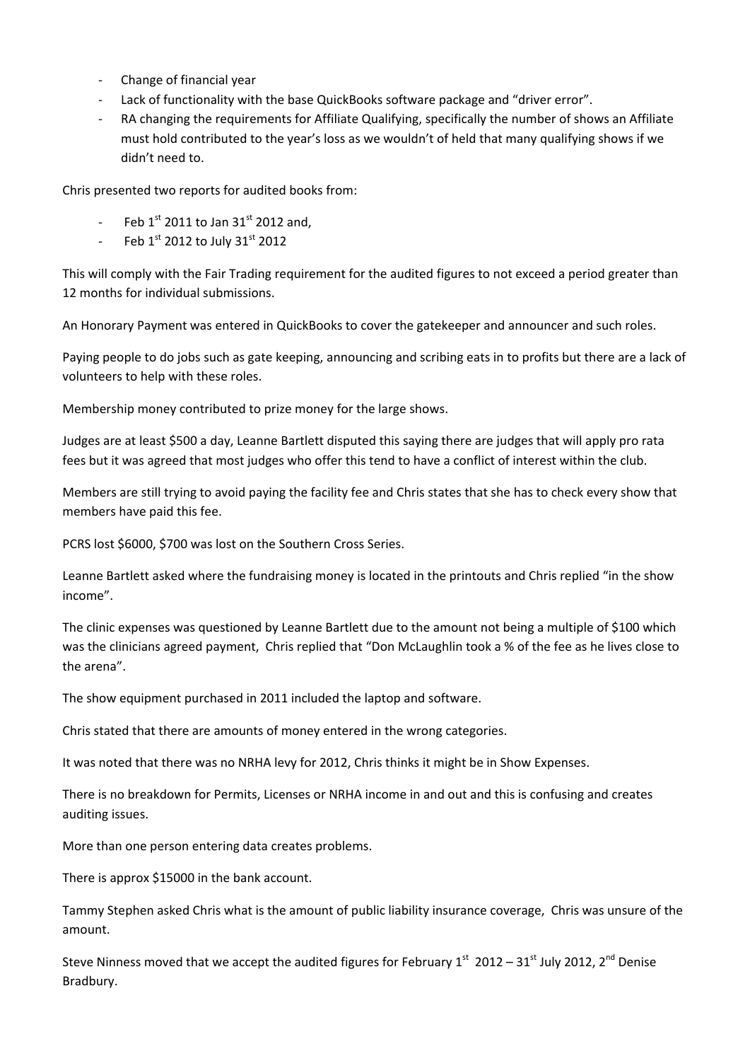- Change of financial year
- Lack of functionality with the base QuickBooks software package and "driver error".
- RA changing the requirements for Affiliate Qualifying, specifically the number of shows an Affiliate must hold contributed to the year's loss as we wouldn't of held that many qualifying shows if we didn't need to.

Chris presented two reports for audited books from:

- Feb 1st 2011 to Jan 31st 2012 and,
- Feb 1st 2012 to July 31st 2012

This will comply with the Fair Trading requirement for the audited figures to not exceed a period greater than 12 months for individual submissions.

An Honorary Payment was entered in QuickBooks to cover the gatekeeper and announcer and such roles.

Paying people to do jobs such as gate keeping, announcing and scribing eats in to profits but there are a lack of volunteers to help with these roles.

Membership money contributed to prize money for the large shows.

Judges are at least $500 a day, Leanne Bartlett disputed this saying there are judges that will apply pro rata fees but it was agreed that most judges who offer this tend to have a conflict of interest within the club.

Members are still trying to avoid paying the facility fee and Chris states that she has to check every show that members have paid this fee.

PCRS lost $6000, $700 was lost on the Southern Cross Series.

Leanne Bartlett asked where the fundraising money is located in the printouts and Chris replied "in the show income".

The clinic expenses was questioned by Leanne Bartlett due to the amount not being a multiple of $100 which was the clinicians agreed payment, Chris replied that "Don McLaughlin took a % of the fee as he lives close to the arena".

The show equipment purchased in 2011 included the laptop and software.

Chris stated that there are amounts of money entered in the wrong categories.

It was noted that there was no NRHA levy for 2012, Chris thinks it might be in Show Expenses.

There is no breakdown for Permits, Licenses or NRHA income in and out and this is confusing and creates auditing issues.

More than one person entering data creates problems.

There is approx $15000 in the bank account.

Tammy Stephen asked Chris what is the amount of public liability insurance coverage, Chris was unsure of the amount.

Steve Ninness moved that we accept the audited figures for February 1st 2012 – 31st July 2012, 2nd Denise Bradbury.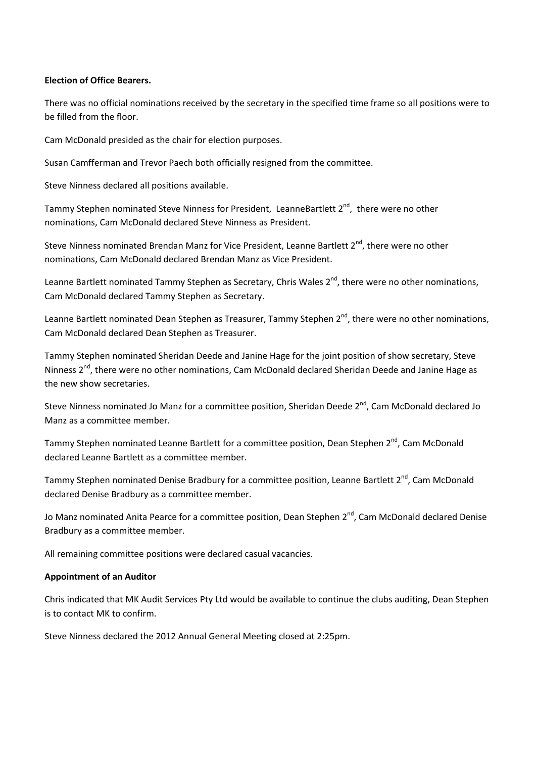**Election of Office Bearers.**

There was no official nominations received by the secretary in the specified time frame so all positions were to be filled from the floor.

Cam McDonald presided as the chair for election purposes.

Susan Camfferman and Trevor Paech both officially resigned from the committee.

Steve Ninness declared all positions available.

Tammy Stephen nominated Steve Ninness for President, LeanneBartlett 2nd, there were no other nominations, Cam McDonald declared Steve Ninness as President.

Steve Ninness nominated Brendan Manz for Vice President, Leanne Bartlett 2nd, there were no other nominations, Cam McDonald declared Brendan Manz as Vice President.

Leanne Bartlett nominated Tammy Stephen as Secretary, Chris Wales 2nd, there were no other nominations, Cam McDonald declared Tammy Stephen as Secretary.

Leanne Bartlett nominated Dean Stephen as Treasurer, Tammy Stephen 2nd, there were no other nominations, Cam McDonald declared Dean Stephen as Treasurer.

Tammy Stephen nominated Sheridan Deede and Janine Hage for the joint position of show secretary, Steve Ninness 2nd, there were no other nominations, Cam McDonald declared Sheridan Deede and Janine Hage as the new show secretaries.

Steve Ninness nominated Jo Manz for a committee position, Sheridan Deede 2nd, Cam McDonald declared Jo Manz as a committee member.

Tammy Stephen nominated Leanne Bartlett for a committee position, Dean Stephen 2nd, Cam McDonald declared Leanne Bartlett as a committee member.

Tammy Stephen nominated Denise Bradbury for a committee position, Leanne Bartlett 2nd, Cam McDonald declared Denise Bradbury as a committee member.

Jo Manz nominated Anita Pearce for a committee position, Dean Stephen 2nd, Cam McDonald declared Denise Bradbury as a committee member.

All remaining committee positions were declared casual vacancies.

**Appointment of an Auditor**

Chris indicated that MK Audit Services Pty Ltd would be available to continue the clubs auditing, Dean Stephen is to contact MK to confirm.

Steve Ninness declared the 2012 Annual General Meeting closed at 2:25pm.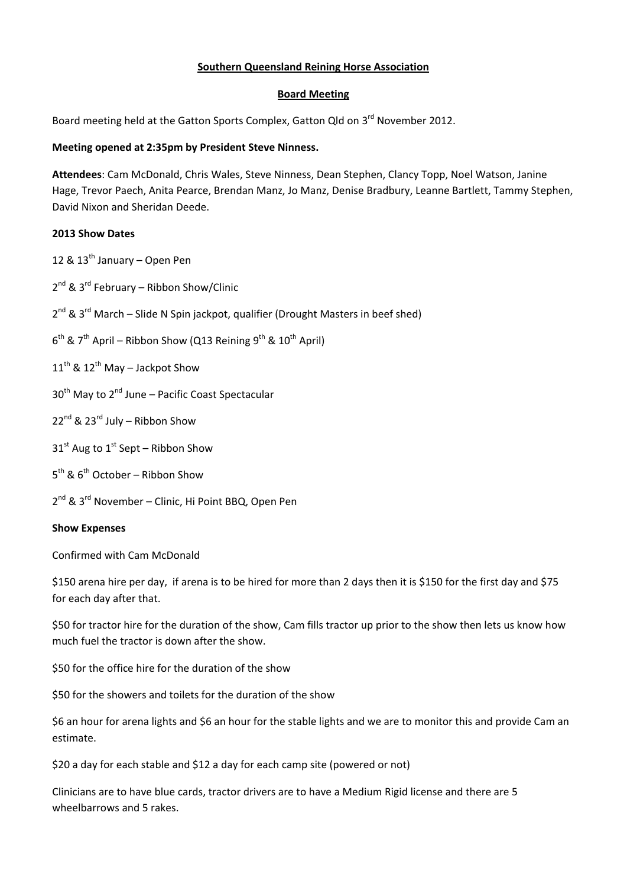**Southern Queensland Reining Horse Association**

**Board Meeting**

Board meeting held at the Gatton Sports Complex, Gatton Qld on 3rd November 2012.

**Meeting opened at 2:35pm by President Steve Ninness.**

**Attendees**: Cam McDonald, Chris Wales, Steve Ninness, Dean Stephen, Clancy Topp, Noel Watson, Janine Hage, Trevor Paech, Anita Pearce, Brendan Manz, Jo Manz, Denise Bradbury, Leanne Bartlett, Tammy Stephen, David Nixon and Sheridan Deede.

**2013 Show Dates**

12 & 13th January – Open Pen

2nd & 3rd February – Ribbon Show/Clinic

2nd & 3rd March – Slide N Spin jackpot, qualifier (Drought Masters in beef shed)

6th & 7th April – Ribbon Show (Q13 Reining 9th & 10th April)

11th & 12th May – Jackpot Show

30th May to 2nd June – Pacific Coast Spectacular

22nd & 23rd July – Ribbon Show

31st Aug to 1st Sept – Ribbon Show

5th & 6th October – Ribbon Show

2nd & 3rd November – Clinic, Hi Point BBQ, Open Pen

**Show Expenses**

Confirmed with Cam McDonald

$150 arena hire per day, if arena is to be hired for more than 2 days then it is $150 for the first day and $75 for each day after that.

$50 for tractor hire for the duration of the show, Cam fills tractor up prior to the show then lets us know how much fuel the tractor is down after the show.

$50 for the office hire for the duration of the show

$50 for the showers and toilets for the duration of the show

$6 an hour for arena lights and $6 an hour for the stable lights and we are to monitor this and provide Cam an estimate.

$20 a day for each stable and $12 a day for each camp site (powered or not)

Clinicians are to have blue cards, tractor drivers are to have a Medium Rigid license and there are 5 wheelbarrows and 5 rakes.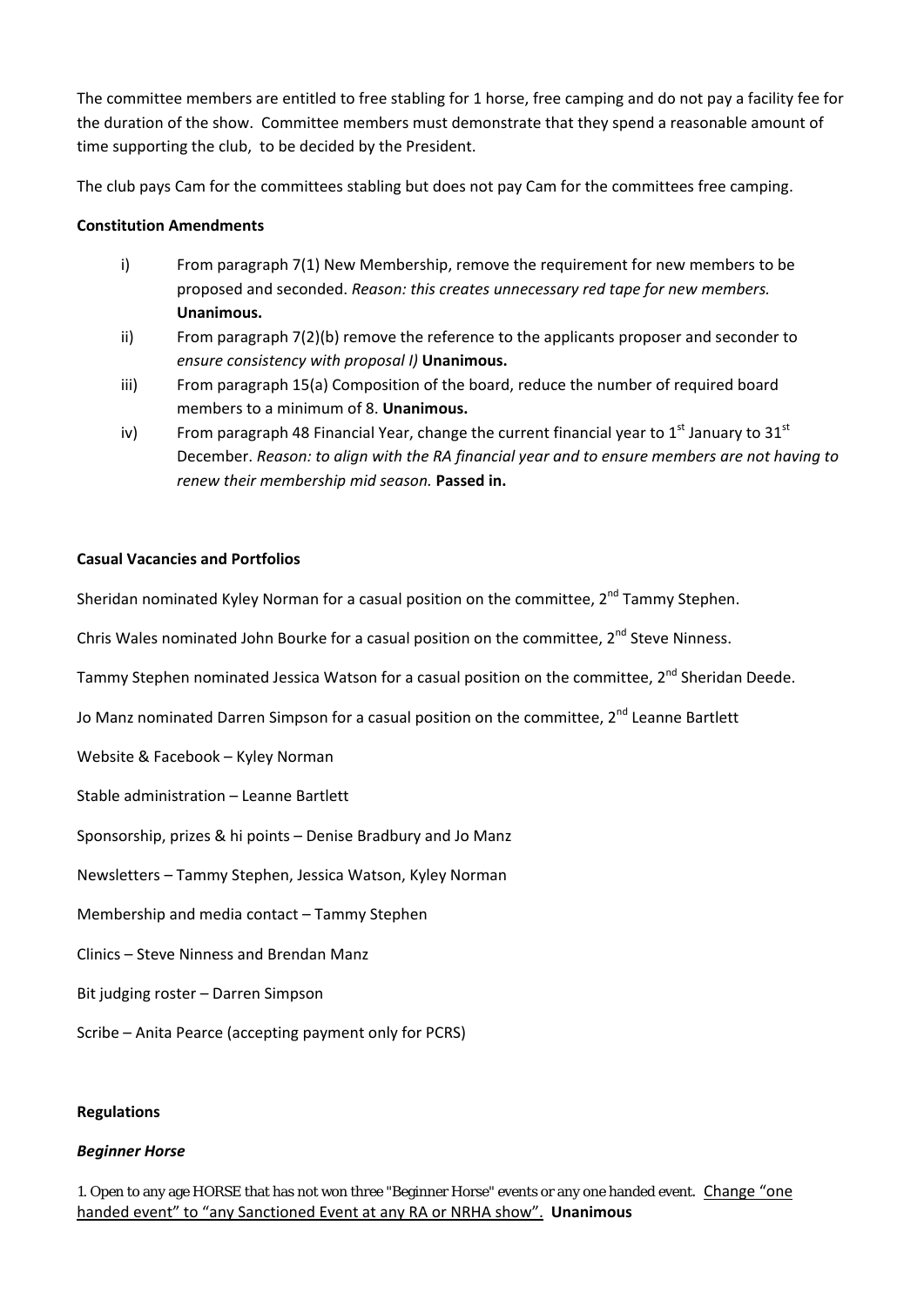The committee members are entitled to free stabling for 1 horse, free camping and do not pay a facility fee for the duration of the show. Committee members must demonstrate that they spend a reasonable amount of time supporting the club, to be decided by the President.

The club pays Cam for the committees stabling but does not pay Cam for the committees free camping.

**Constitution Amendments**

i) From paragraph 7(1) New Membership, remove the requirement for new members to be proposed and seconded. *Reason: this creates unnecessary red tape for new members.* **Unanimous.**

ii) From paragraph 7(2)(b) remove the reference to the applicants proposer and seconder to *ensure consistency with proposal I)* **Unanimous.**

iii) From paragraph 15(a) Composition of the board, reduce the number of required board members to a minimum of 8. **Unanimous.**

iv) From paragraph 48 Financial Year, change the current financial year to 1st January to 31st December. *Reason: to align with the RA financial year and to ensure members are not having to renew their membership mid season.* **Passed in.**

**Casual Vacancies and Portfolios**

Sheridan nominated Kyley Norman for a casual position on the committee, 2nd Tammy Stephen.

Chris Wales nominated John Bourke for a casual position on the committee, 2nd Steve Ninness.

Tammy Stephen nominated Jessica Watson for a casual position on the committee, 2nd Sheridan Deede.

Jo Manz nominated Darren Simpson for a casual position on the committee, 2nd Leanne Bartlett

Website & Facebook – Kyley Norman

Stable administration – Leanne Bartlett

Sponsorship, prizes & hi points – Denise Bradbury and Jo Manz

Newsletters – Tammy Stephen, Jessica Watson, Kyley Norman

Membership and media contact – Tammy Stephen

Clinics – Steve Ninness and Brendan Manz

Bit judging roster – Darren Simpson

Scribe – Anita Pearce (accepting payment only for PCRS)

**Regulations**

***Beginner Horse***

1. Open to any age HORSE that has not won three "Beginner Horse" events or any one handed event. <u>Change "one handed event" to "any Sanctioned Event at any RA or NRHA show".</u> **Unanimous**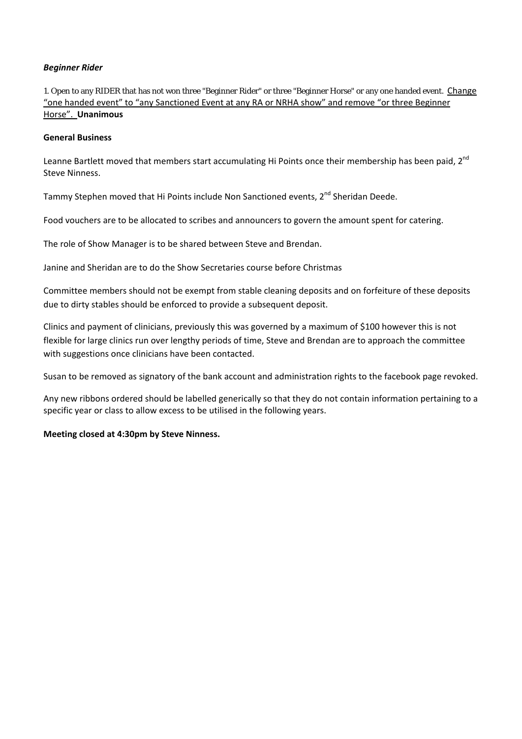***Beginner Rider***

1. Open to any RIDER that has not won three "Beginner Rider" or three "Beginner Horse" or any one handed event. <u>Change "one handed event" to "any Sanctioned Event at any RA or NRHA show" and remove "or three Beginner Horse".</u> **Unanimous**

**General Business**

Leanne Bartlett moved that members start accumulating Hi Points once their membership has been paid, 2nd Steve Ninness.

Tammy Stephen moved that Hi Points include Non Sanctioned events, 2nd Sheridan Deede.

Food vouchers are to be allocated to scribes and announcers to govern the amount spent for catering.

The role of Show Manager is to be shared between Steve and Brendan.

Janine and Sheridan are to do the Show Secretaries course before Christmas

Committee members should not be exempt from stable cleaning deposits and on forfeiture of these deposits due to dirty stables should be enforced to provide a subsequent deposit.

Clinics and payment of clinicians, previously this was governed by a maximum of $100 however this is not flexible for large clinics run over lengthy periods of time, Steve and Brendan are to approach the committee with suggestions once clinicians have been contacted.

Susan to be removed as signatory of the bank account and administration rights to the facebook page revoked.

Any new ribbons ordered should be labelled generically so that they do not contain information pertaining to a specific year or class to allow excess to be utilised in the following years.

**Meeting closed at 4:30pm by Steve Ninness.**